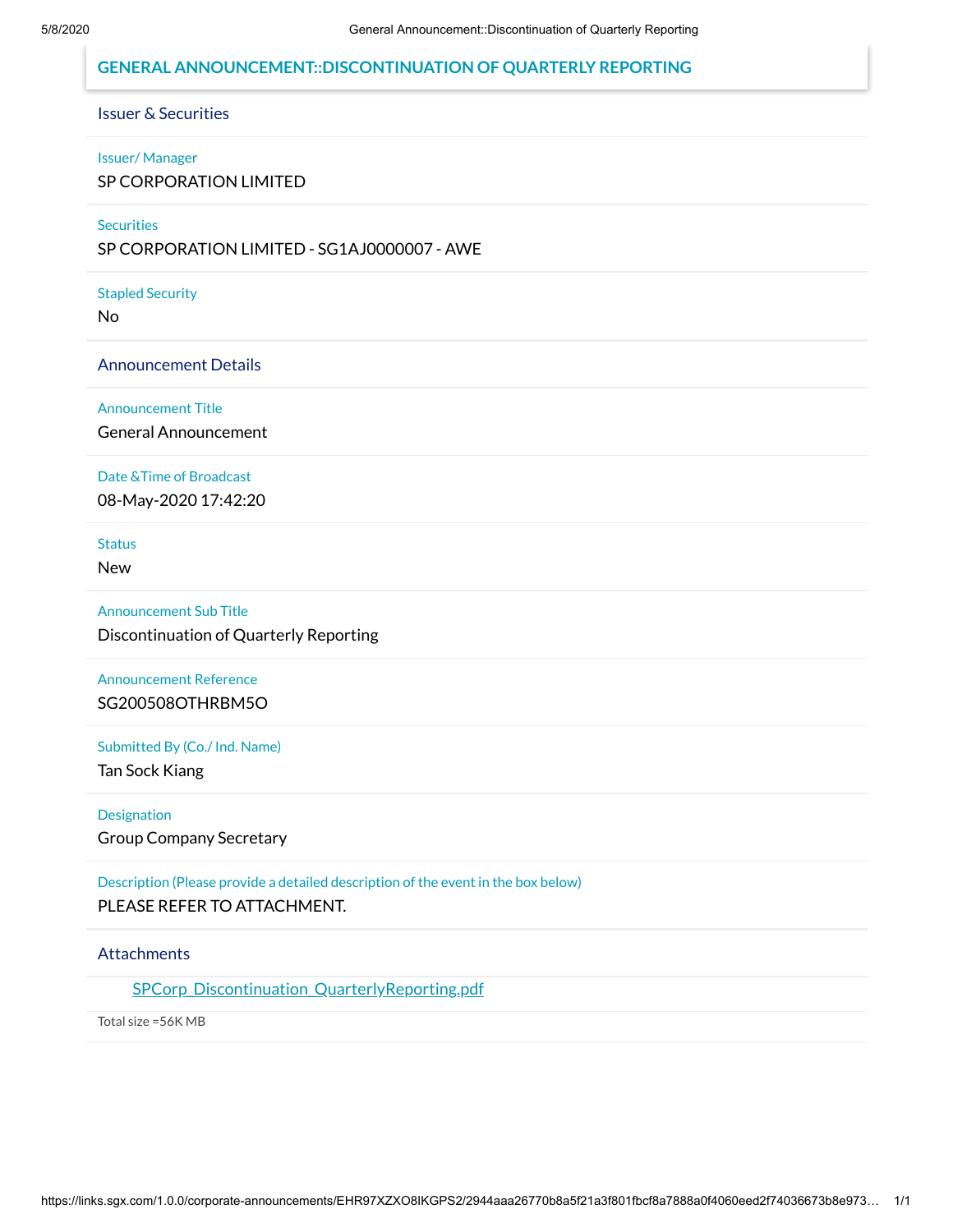# GENERAL ANNOUNCEMENT::DISCONTINUATION OF QUARTERLY REPORTING

## Issuer & Securities

**Issuer/ Manager**

SP CORPORATION LIMITED

**Securities**

SP CORPORATION LIMITED - SG1AJ0000007 - AWE

**Stapled Security**

No

## Announcement Details

**Announcement Title**

General Announcement

**Date &Time of Broadcast**

08-May-2020 17:42:20

**Status**

New

**Announcement Sub Title**

Discontinuation of Quarterly Reporting

**Announcement Reference**

SG200508OTHRBM5O

**Submitted By (Co./ Ind. Name)**

Tan Sock Kiang

**Designation**

Group Company Secretary

**Description (Please provide a detailed description of the event in the box below)**

PLEASE REFER TO ATTACHMENT.

## Attachments

SPCorp_Discontinuation_QuarterlyReporting.pdf

Total size =56K MB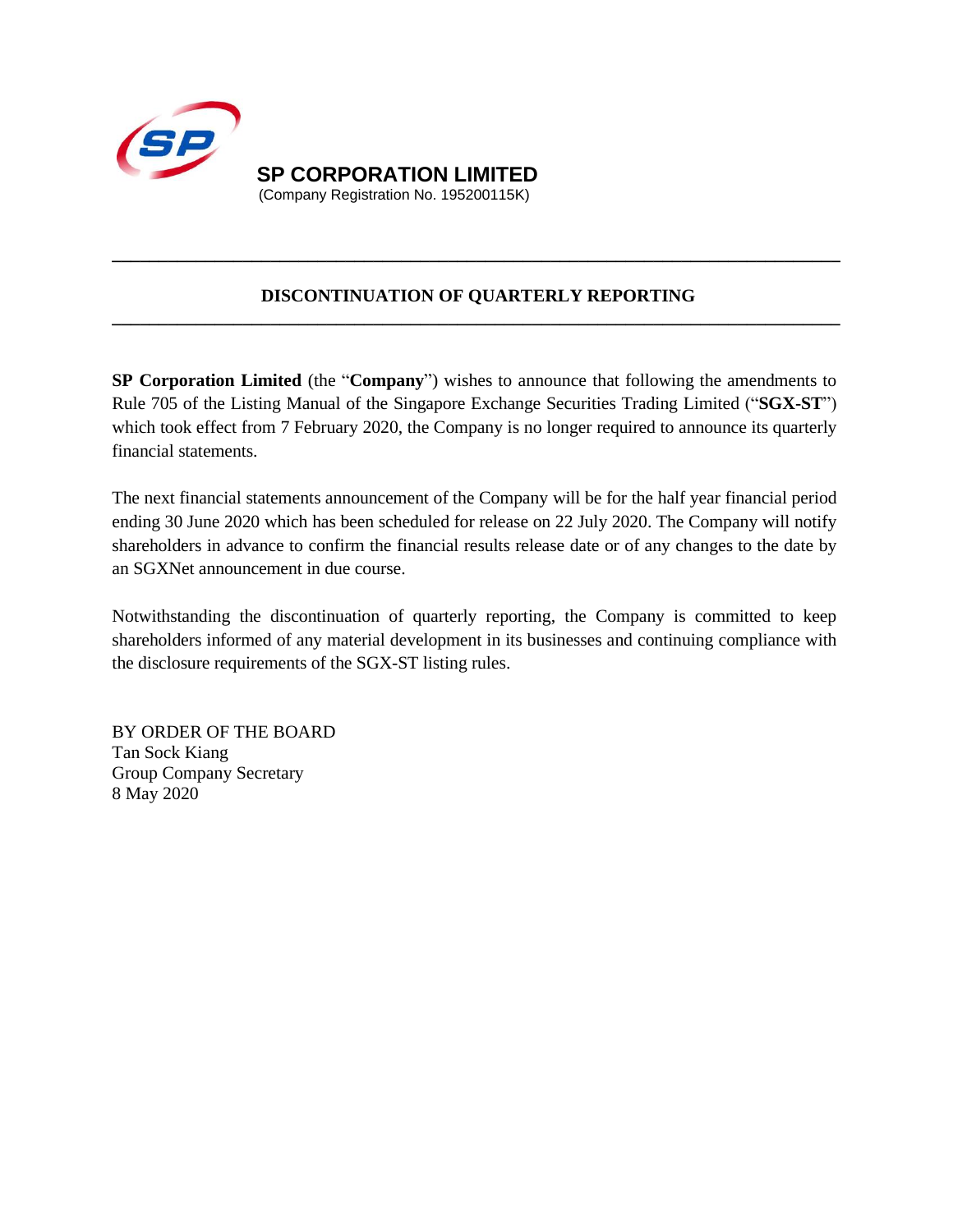**SP CORPORATION LIMITED**
(Company Registration No. 195200115K)

---

## DISCONTINUATION OF QUARTERLY REPORTING

---

**SP Corporation Limited** (the "**Company**") wishes to announce that following the amendments to Rule 705 of the Listing Manual of the Singapore Exchange Securities Trading Limited ("**SGX-ST**") which took effect from 7 February 2020, the Company is no longer required to announce its quarterly financial statements.

The next financial statements announcement of the Company will be for the half year financial period ending 30 June 2020 which has been scheduled for release on 22 July 2020. The Company will notify shareholders in advance to confirm the financial results release date or of any changes to the date by an SGXNet announcement in due course.

Notwithstanding the discontinuation of quarterly reporting, the Company is committed to keep shareholders informed of any material development in its businesses and continuing compliance with the disclosure requirements of the SGX-ST listing rules.

BY ORDER OF THE BOARD
Tan Sock Kiang
Group Company Secretary
8 May 2020